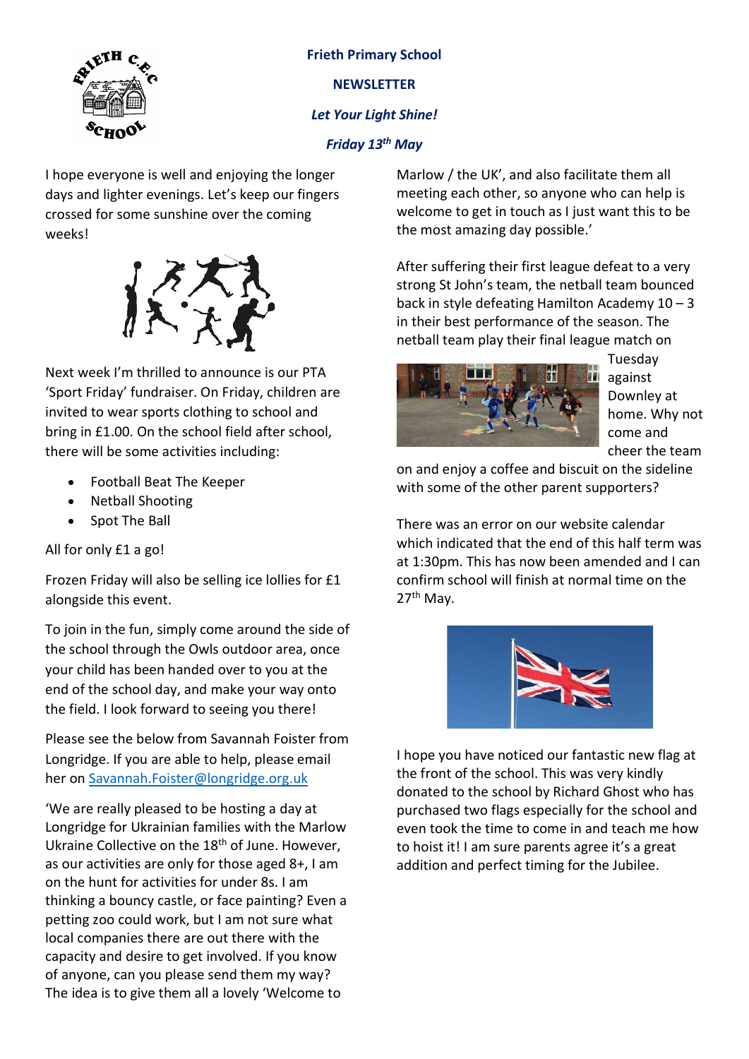**Frieth Primary School**

**NEWSLETTER**

***Let Your Light Shine!***

***Friday 13th May***

I hope everyone is well and enjoying the longer days and lighter evenings. Let's keep our fingers crossed for some sunshine over the coming weeks!

Next week I'm thrilled to announce is our PTA 'Sport Friday' fundraiser. On Friday, children are invited to wear sports clothing to school and bring in £1.00. On the school field after school, there will be some activities including:

- Football Beat The Keeper
- Netball Shooting
- Spot The Ball

All for only £1 a go!

Frozen Friday will also be selling ice lollies for £1 alongside this event.

To join in the fun, simply come around the side of the school through the Owls outdoor area, once your child has been handed over to you at the end of the school day, and make your way onto the field. I look forward to seeing you there!

Please see the below from Savannah Foister from Longridge. If you are able to help, please email her on [Savannah.Foister@longridge.org.uk](mailto:Savannah.Foister@longridge.org.uk)

'We are really pleased to be hosting a day at Longridge for Ukrainian families with the Marlow Ukraine Collective on the 18th of June. However, as our activities are only for those aged 8+, I am on the hunt for activities for under 8s. I am thinking a bouncy castle, or face painting? Even a petting zoo could work, but I am not sure what local companies there are out there with the capacity and desire to get involved. If you know of anyone, can you please send them my way? The idea is to give them all a lovely 'Welcome to Marlow / the UK', and also facilitate them all meeting each other, so anyone who can help is welcome to get in touch as I just want this to be the most amazing day possible.'

After suffering their first league defeat to a very strong St John's team, the netball team bounced back in style defeating Hamilton Academy 10 – 3 in their best performance of the season. The netball team play their final league match on Tuesday against Downley at home. Why not come and cheer the team on and enjoy a coffee and biscuit on the sideline with some of the other parent supporters?

There was an error on our website calendar which indicated that the end of this half term was at 1:30pm. This has now been amended and I can confirm school will finish at normal time on the 27th May.

I hope you have noticed our fantastic new flag at the front of the school. This was very kindly donated to the school by Richard Ghost who has purchased two flags especially for the school and even took the time to come in and teach me how to hoist it! I am sure parents agree it's a great addition and perfect timing for the Jubilee.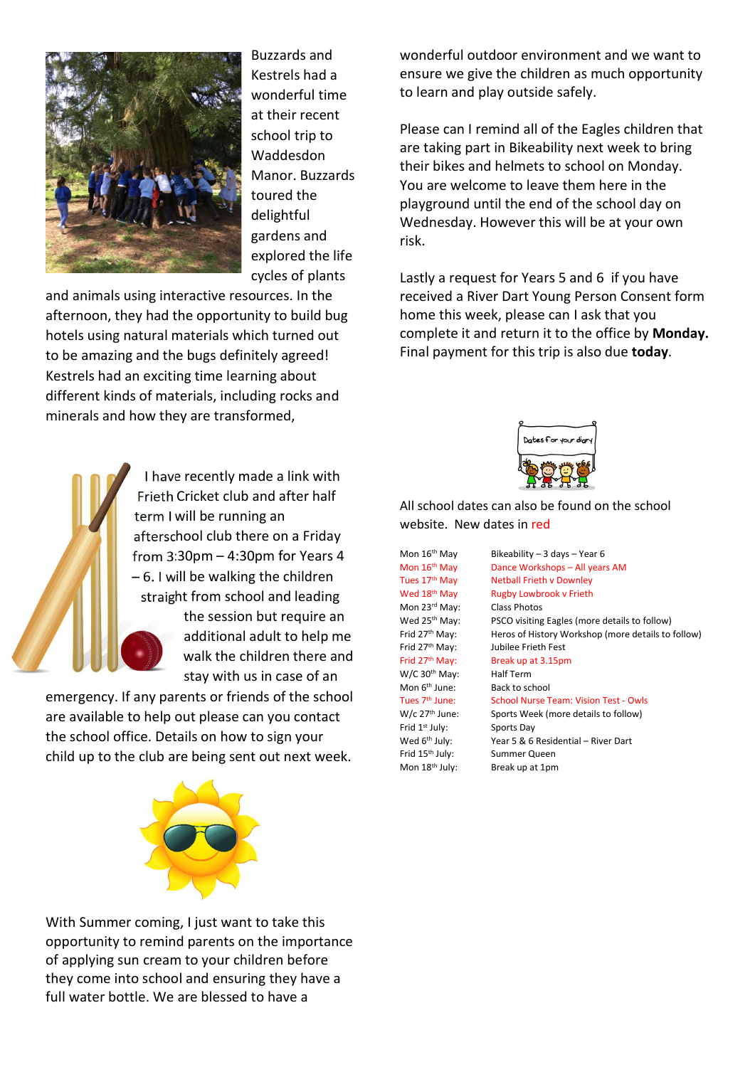Buzzards and Kestrels had a wonderful time at their recent school trip to Waddesdon Manor. Buzzards toured the delightful gardens and explored the life cycles of plants and animals using interactive resources. In the afternoon, they had the opportunity to build bug hotels using natural materials which turned out to be amazing and the bugs definitely agreed! Kestrels had an exciting time learning about different kinds of materials, including rocks and minerals and how they are transformed,

I have recently made a link with Frieth Cricket club and after half term I will be running an afterschool club there on a Friday from 3:30pm – 4:30pm for Years 4 – 6. I will be walking the children straight from school and leading the session but require an additional adult to help me walk the children there and stay with us in case of an emergency. If any parents or friends of the school are available to help out please can you contact the school office. Details on how to sign your child up to the club are being sent out next week.

With Summer coming, I just want to take this opportunity to remind parents on the importance of applying sun cream to your children before they come into school and ensuring they have a full water bottle. We are blessed to have a wonderful outdoor environment and we want to ensure we give the children as much opportunity to learn and play outside safely.

Please can I remind all of the Eagles children that are taking part in Bikeability next week to bring their bikes and helmets to school on Monday. You are welcome to leave them here in the playground until the end of the school day on Wednesday. However this will be at your own risk.

Lastly a request for Years 5 and 6 if you have received a River Dart Young Person Consent form home this week, please can I ask that you complete it and return it to the office by **Monday.** Final payment for this trip is also due **today**.

Dates for your diary

All school dates can also be found on the school website. New dates in red

| | |
|---|---|
| Mon 16th May | Bikeability – 3 days – Year 6 |
| Mon 16th May | Dance Workshops – All years AM |
| Tues 17th May | Netball Frieth v Downley |
| Wed 18th May | Rugby Lowbrook v Frieth |
| Mon 23rd May: | Class Photos |
| Wed 25th May: | PSCO visiting Eagles (more details to follow) |
| Frid 27th May: | Heros of History Workshop (more details to follow) |
| Frid 27th May: | Jubilee Frieth Fest |
| Frid 27th May: | Break up at 3.15pm |
| W/C 30th May: | Half Term |
| Mon 6th June: | Back to school |
| Tues 7th June: | School Nurse Team: Vision Test - Owls |
| W/c 27th June: | Sports Week (more details to follow) |
| Frid 1st July: | Sports Day |
| Wed 6th July: | Year 5 & 6 Residential – River Dart |
| Frid 15th July: | Summer Queen |
| Mon 18th July: | Break up at 1pm |